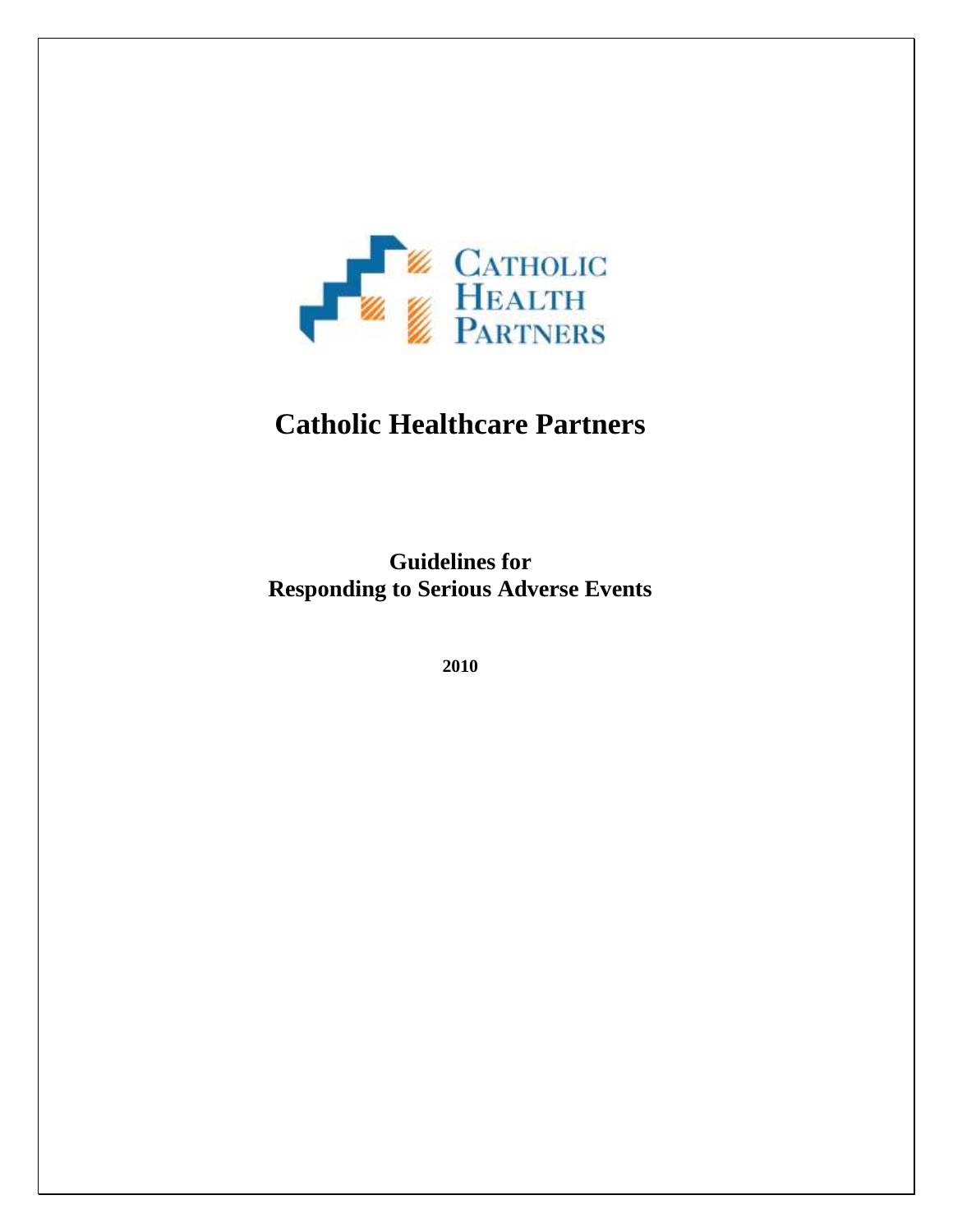CATHOLIC
HEALTH
PARTNERS

# Catholic Healthcare Partners

## Guidelines for
## Responding to Serious Adverse Events

**2010**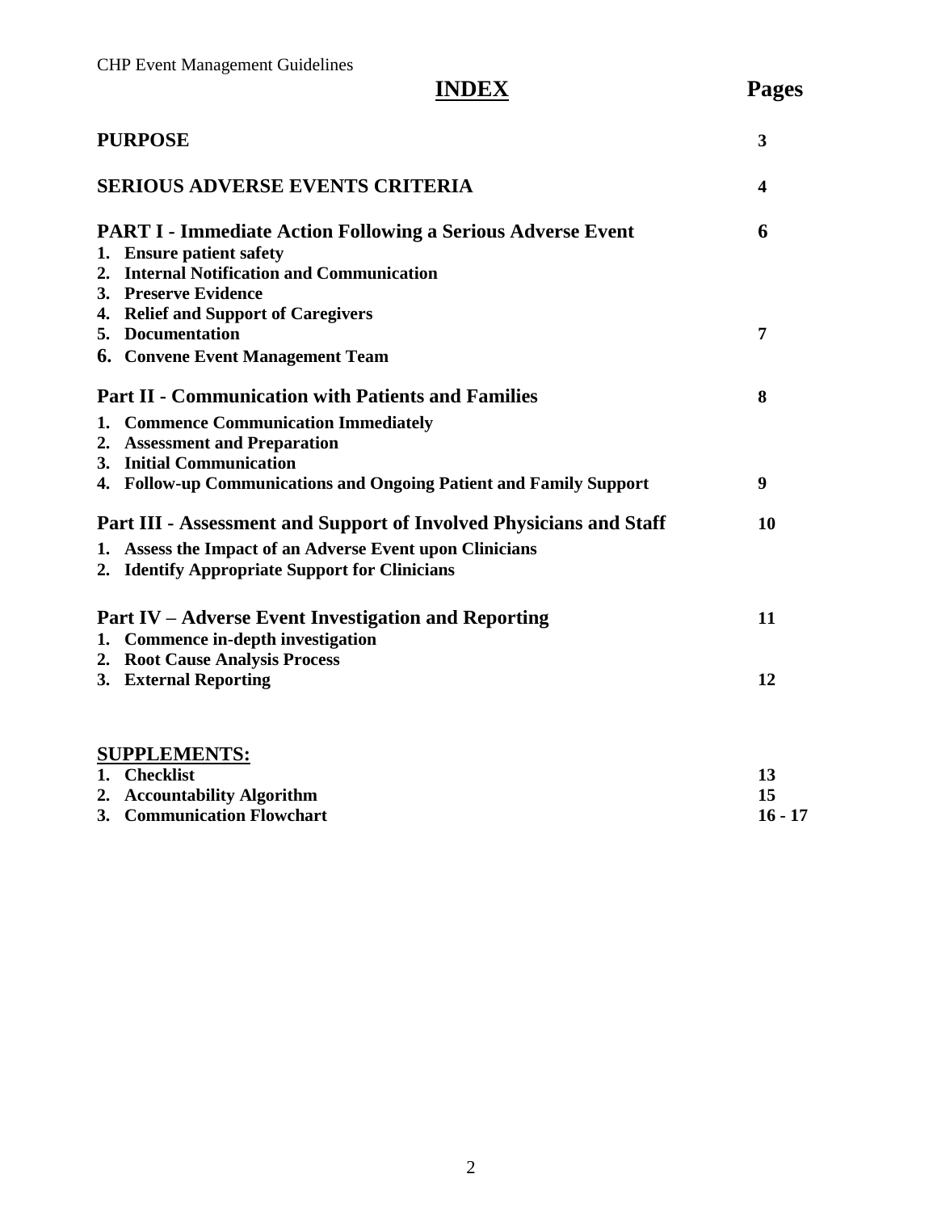# INDEX

| | Pages |
|---|---|
| **PURPOSE** | **3** |
| **SERIOUS ADVERSE EVENTS CRITERIA** | **4** |
| **PART I - Immediate Action Following a Serious Adverse Event** | **6** |
| **1. Ensure patient safety** | |
| **2. Internal Notification and Communication** | |
| **3. Preserve Evidence** | |
| **4. Relief and Support of Caregivers** | |
| **5. Documentation** | **7** |
| **6. Convene Event Management Team** | |
| **Part II - Communication with Patients and Families** | **8** |
| **1. Commence Communication Immediately** | |
| **2. Assessment and Preparation** | |
| **3. Initial Communication** | |
| **4. Follow-up Communications and Ongoing Patient and Family Support** | **9** |
| **Part III - Assessment and Support of Involved Physicians and Staff** | **10** |
| **1. Assess the Impact of an Adverse Event upon Clinicians** | |
| **2. Identify Appropriate Support for Clinicians** | |
| **Part IV – Adverse Event Investigation and Reporting** | **11** |
| **1. Commence in-depth investigation** | |
| **2. Root Cause Analysis Process** | |
| **3. External Reporting** | **12** |
| **SUPPLEMENTS:** | |
| **1. Checklist** | **13** |
| **2. Accountability Algorithm** | **15** |
| **3. Communication Flowchart** | **16 - 17** |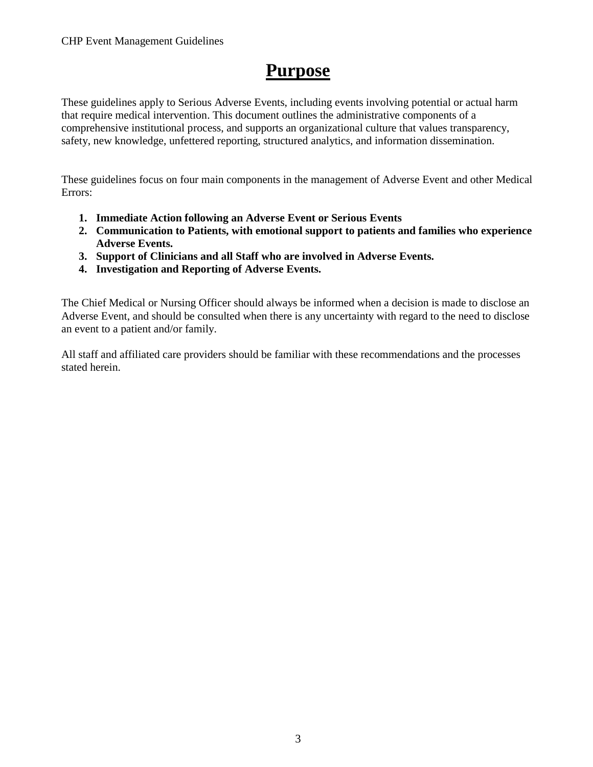# Purpose

These guidelines apply to Serious Adverse Events, including events involving potential or actual harm that require medical intervention. This document outlines the administrative components of a comprehensive institutional process, and supports an organizational culture that values transparency, safety, new knowledge, unfettered reporting, structured analytics, and information dissemination.

These guidelines focus on four main components in the management of Adverse Event and other Medical Errors:

1. **Immediate Action following an Adverse Event or Serious Events**
2. **Communication to Patients, with emotional support to patients and families who experience Adverse Events.**
3. **Support of Clinicians and all Staff who are involved in Adverse Events.**
4. **Investigation and Reporting of Adverse Events.**

The Chief Medical or Nursing Officer should always be informed when a decision is made to disclose an Adverse Event, and should be consulted when there is any uncertainty with regard to the need to disclose an event to a patient and/or family.

All staff and affiliated care providers should be familiar with these recommendations and the processes stated herein.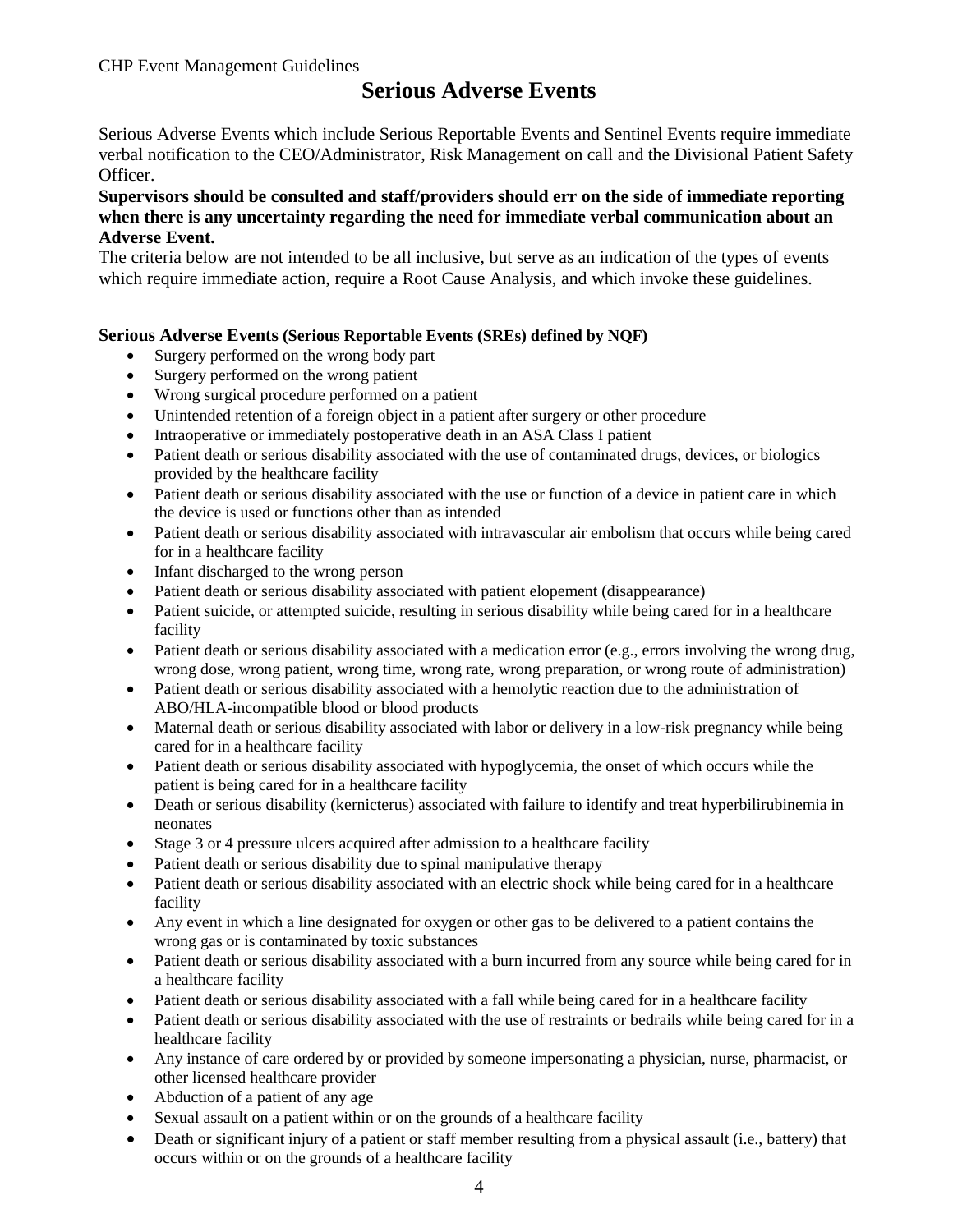# Serious Adverse Events

Serious Adverse Events which include Serious Reportable Events and Sentinel Events require immediate verbal notification to the CEO/Administrator, Risk Management on call and the Divisional Patient Safety Officer.

**Supervisors should be consulted and staff/providers should err on the side of immediate reporting when there is any uncertainty regarding the need for immediate verbal communication about an Adverse Event.**

The criteria below are not intended to be all inclusive, but serve as an indication of the types of events which require immediate action, require a Root Cause Analysis, and which invoke these guidelines.

**Serious Adverse Events (Serious Reportable Events (SREs) defined by NQF)**

- Surgery performed on the wrong body part
- Surgery performed on the wrong patient
- Wrong surgical procedure performed on a patient
- Unintended retention of a foreign object in a patient after surgery or other procedure
- Intraoperative or immediately postoperative death in an ASA Class I patient
- Patient death or serious disability associated with the use of contaminated drugs, devices, or biologics provided by the healthcare facility
- Patient death or serious disability associated with the use or function of a device in patient care in which the device is used or functions other than as intended
- Patient death or serious disability associated with intravascular air embolism that occurs while being cared for in a healthcare facility
- Infant discharged to the wrong person
- Patient death or serious disability associated with patient elopement (disappearance)
- Patient suicide, or attempted suicide, resulting in serious disability while being cared for in a healthcare facility
- Patient death or serious disability associated with a medication error (e.g., errors involving the wrong drug, wrong dose, wrong patient, wrong time, wrong rate, wrong preparation, or wrong route of administration)
- Patient death or serious disability associated with a hemolytic reaction due to the administration of ABO/HLA-incompatible blood or blood products
- Maternal death or serious disability associated with labor or delivery in a low-risk pregnancy while being cared for in a healthcare facility
- Patient death or serious disability associated with hypoglycemia, the onset of which occurs while the patient is being cared for in a healthcare facility
- Death or serious disability (kernicterus) associated with failure to identify and treat hyperbilirubinemia in neonates
- Stage 3 or 4 pressure ulcers acquired after admission to a healthcare facility
- Patient death or serious disability due to spinal manipulative therapy
- Patient death or serious disability associated with an electric shock while being cared for in a healthcare facility
- Any event in which a line designated for oxygen or other gas to be delivered to a patient contains the wrong gas or is contaminated by toxic substances
- Patient death or serious disability associated with a burn incurred from any source while being cared for in a healthcare facility
- Patient death or serious disability associated with a fall while being cared for in a healthcare facility
- Patient death or serious disability associated with the use of restraints or bedrails while being cared for in a healthcare facility
- Any instance of care ordered by or provided by someone impersonating a physician, nurse, pharmacist, or other licensed healthcare provider
- Abduction of a patient of any age
- Sexual assault on a patient within or on the grounds of a healthcare facility
- Death or significant injury of a patient or staff member resulting from a physical assault (i.e., battery) that occurs within or on the grounds of a healthcare facility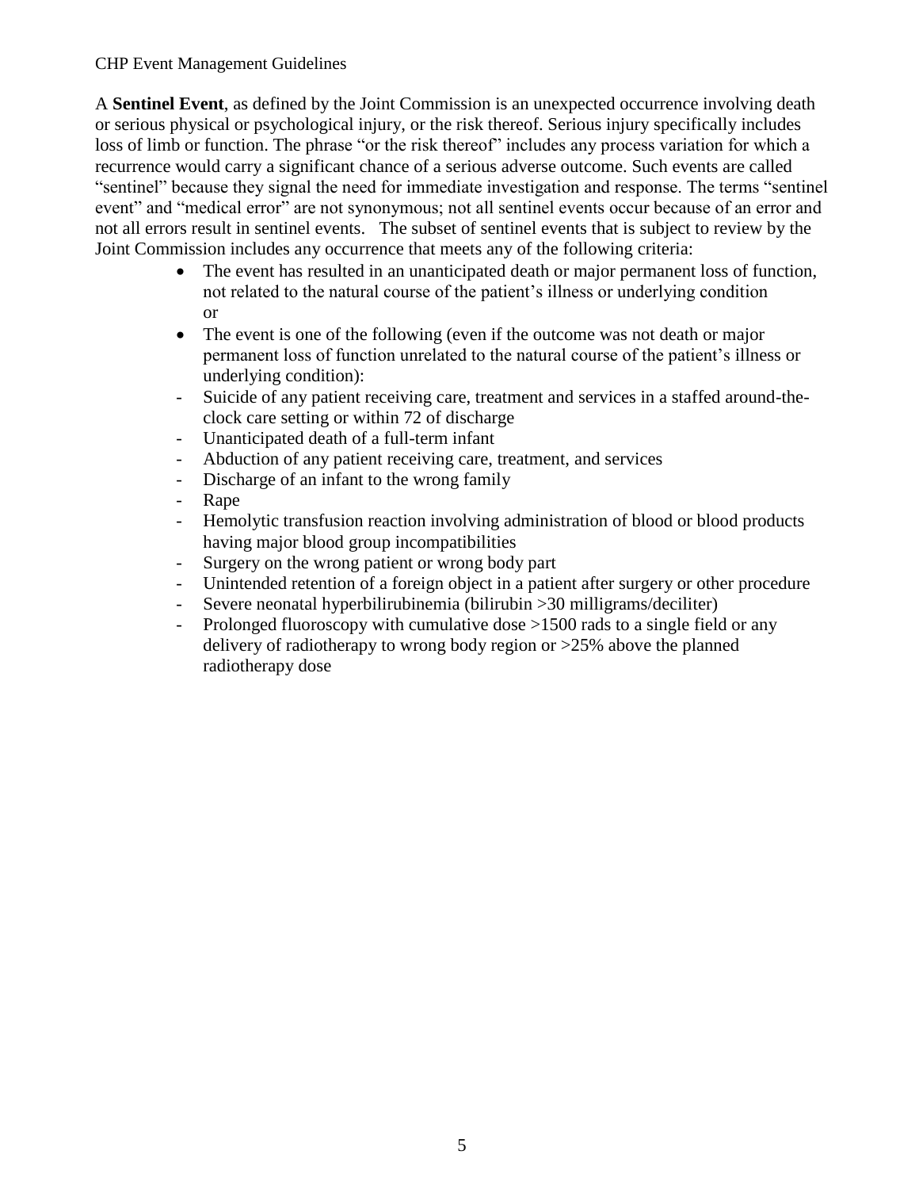A **Sentinel Event**, as defined by the Joint Commission is an unexpected occurrence involving death or serious physical or psychological injury, or the risk thereof. Serious injury specifically includes loss of limb or function. The phrase "or the risk thereof" includes any process variation for which a recurrence would carry a significant chance of a serious adverse outcome. Such events are called "sentinel" because they signal the need for immediate investigation and response. The terms "sentinel event" and "medical error" are not synonymous; not all sentinel events occur because of an error and not all errors result in sentinel events. The subset of sentinel events that is subject to review by the Joint Commission includes any occurrence that meets any of the following criteria:

- The event has resulted in an unanticipated death or major permanent loss of function, not related to the natural course of the patient's illness or underlying condition or
- The event is one of the following (even if the outcome was not death or major permanent loss of function unrelated to the natural course of the patient's illness or underlying condition):
  - Suicide of any patient receiving care, treatment and services in a staffed around-the-clock care setting or within 72 of discharge
  - Unanticipated death of a full-term infant
  - Abduction of any patient receiving care, treatment, and services
  - Discharge of an infant to the wrong family
  - Rape
  - Hemolytic transfusion reaction involving administration of blood or blood products having major blood group incompatibilities
  - Surgery on the wrong patient or wrong body part
  - Unintended retention of a foreign object in a patient after surgery or other procedure
  - Severe neonatal hyperbilirubinemia (bilirubin >30 milligrams/deciliter)
  - Prolonged fluoroscopy with cumulative dose >1500 rads to a single field or any delivery of radiotherapy to wrong body region or >25% above the planned radiotherapy dose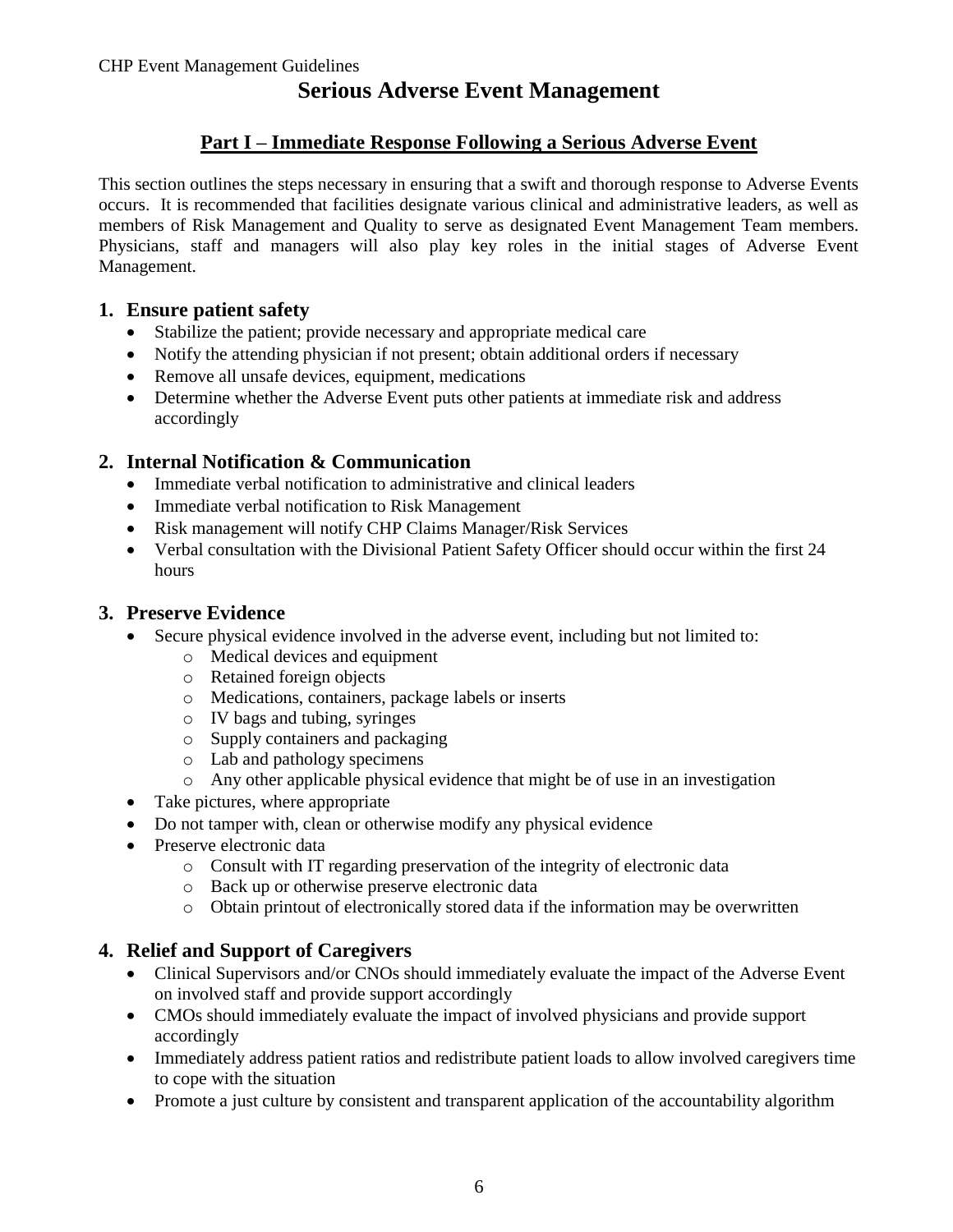# Serious Adverse Event Management

## Part I – Immediate Response Following a Serious Adverse Event

This section outlines the steps necessary in ensuring that a swift and thorough response to Adverse Events occurs. It is recommended that facilities designate various clinical and administrative leaders, as well as members of Risk Management and Quality to serve as designated Event Management Team members. Physicians, staff and managers will also play key roles in the initial stages of Adverse Event Management.

### 1. Ensure patient safety

- Stabilize the patient; provide necessary and appropriate medical care
- Notify the attending physician if not present; obtain additional orders if necessary
- Remove all unsafe devices, equipment, medications
- Determine whether the Adverse Event puts other patients at immediate risk and address accordingly

### 2. Internal Notification & Communication

- Immediate verbal notification to administrative and clinical leaders
- Immediate verbal notification to Risk Management
- Risk management will notify CHP Claims Manager/Risk Services
- Verbal consultation with the Divisional Patient Safety Officer should occur within the first 24 hours

### 3. Preserve Evidence

- Secure physical evidence involved in the adverse event, including but not limited to:
  - Medical devices and equipment
  - Retained foreign objects
  - Medications, containers, package labels or inserts
  - IV bags and tubing, syringes
  - Supply containers and packaging
  - Lab and pathology specimens
  - Any other applicable physical evidence that might be of use in an investigation
- Take pictures, where appropriate
- Do not tamper with, clean or otherwise modify any physical evidence
- Preserve electronic data
  - Consult with IT regarding preservation of the integrity of electronic data
  - Back up or otherwise preserve electronic data
  - Obtain printout of electronically stored data if the information may be overwritten

### 4. Relief and Support of Caregivers

- Clinical Supervisors and/or CNOs should immediately evaluate the impact of the Adverse Event on involved staff and provide support accordingly
- CMOs should immediately evaluate the impact of involved physicians and provide support accordingly
- Immediately address patient ratios and redistribute patient loads to allow involved caregivers time to cope with the situation
- Promote a just culture by consistent and transparent application of the accountability algorithm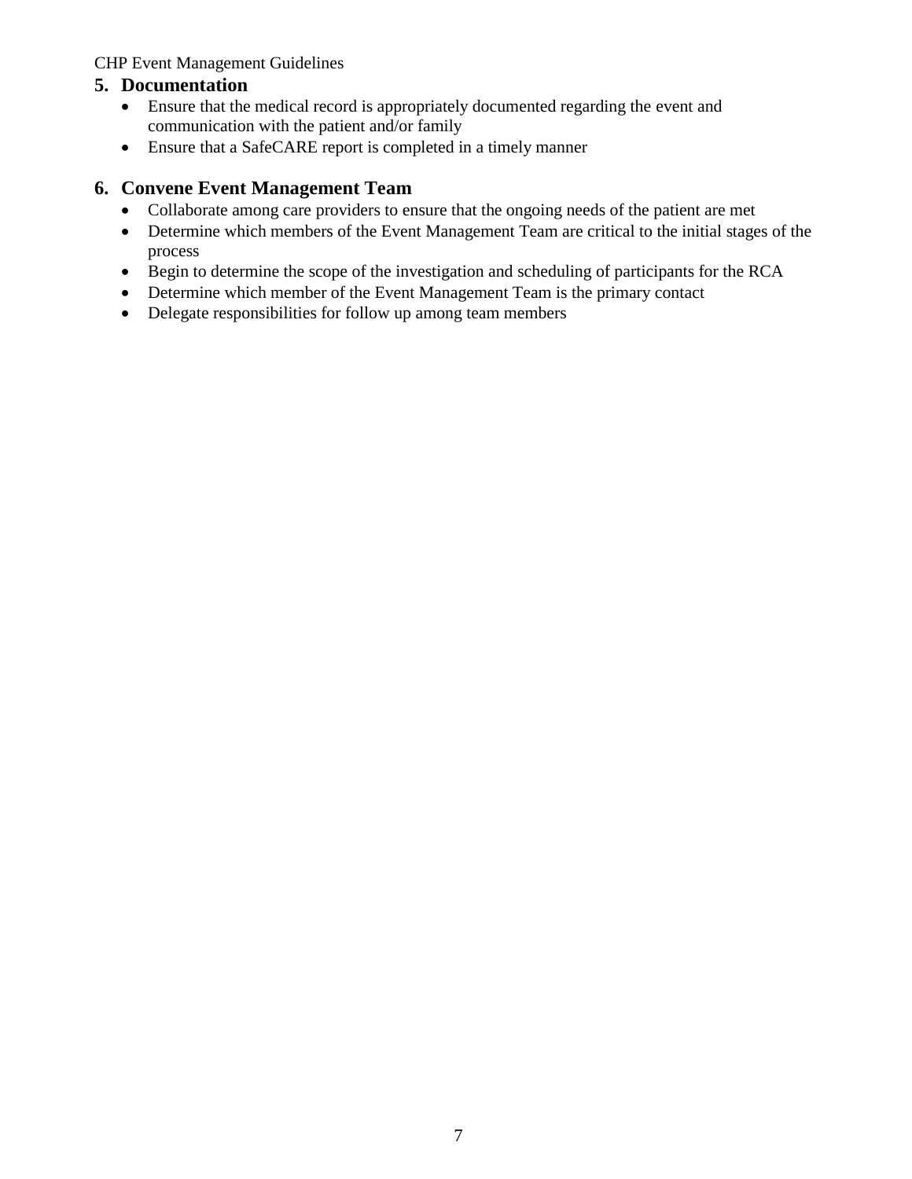## 5. Documentation

- Ensure that the medical record is appropriately documented regarding the event and communication with the patient and/or family
- Ensure that a SafeCARE report is completed in a timely manner

## 6. Convene Event Management Team

- Collaborate among care providers to ensure that the ongoing needs of the patient are met
- Determine which members of the Event Management Team are critical to the initial stages of the process
- Begin to determine the scope of the investigation and scheduling of participants for the RCA
- Determine which member of the Event Management Team is the primary contact
- Delegate responsibilities for follow up among team members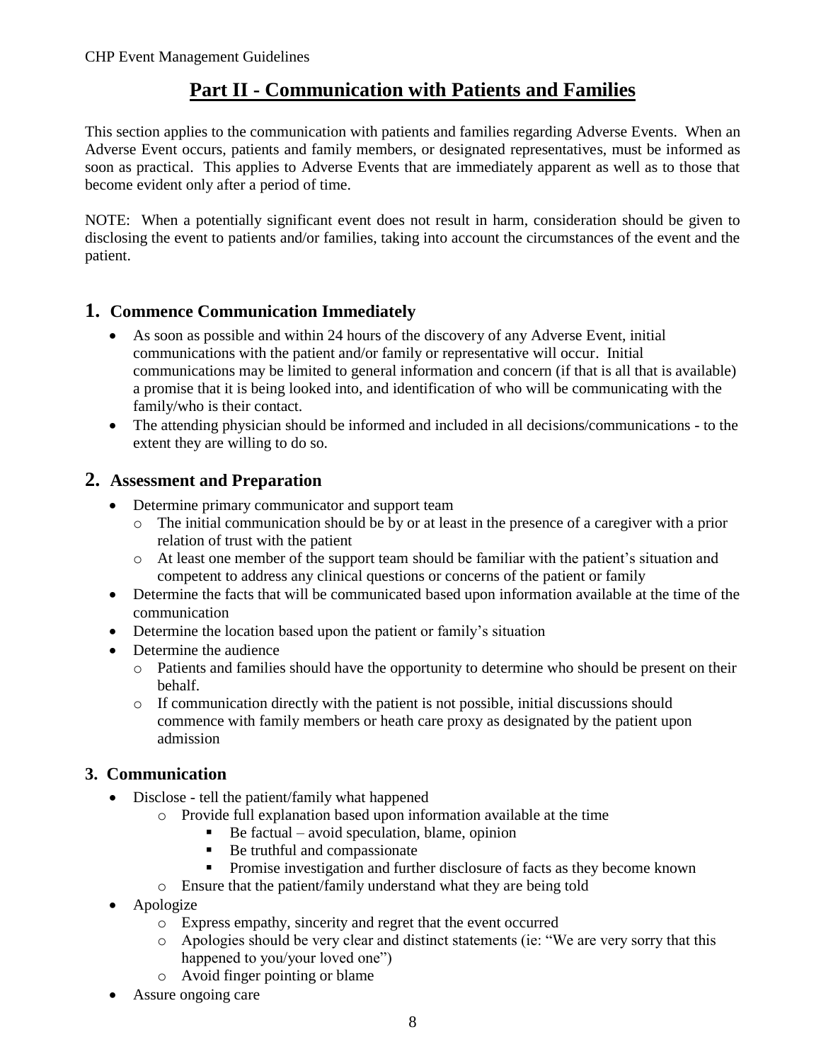## Part II - Communication with Patients and Families

This section applies to the communication with patients and families regarding Adverse Events. When an Adverse Event occurs, patients and family members, or designated representatives, must be informed as soon as practical. This applies to Adverse Events that are immediately apparent as well as to those that become evident only after a period of time.

NOTE: When a potentially significant event does not result in harm, consideration should be given to disclosing the event to patients and/or families, taking into account the circumstances of the event and the patient.

### 1. Commence Communication Immediately

- As soon as possible and within 24 hours of the discovery of any Adverse Event, initial communications with the patient and/or family or representative will occur. Initial communications may be limited to general information and concern (if that is all that is available) a promise that it is being looked into, and identification of who will be communicating with the family/who is their contact.
- The attending physician should be informed and included in all decisions/communications - to the extent they are willing to do so.

### 2. Assessment and Preparation

- Determine primary communicator and support team
  - The initial communication should be by or at least in the presence of a caregiver with a prior relation of trust with the patient
  - At least one member of the support team should be familiar with the patient's situation and competent to address any clinical questions or concerns of the patient or family
- Determine the facts that will be communicated based upon information available at the time of the communication
- Determine the location based upon the patient or family's situation
- Determine the audience
  - Patients and families should have the opportunity to determine who should be present on their behalf.
  - If communication directly with the patient is not possible, initial discussions should commence with family members or heath care proxy as designated by the patient upon admission

### 3. Communication

- Disclose - tell the patient/family what happened
  - Provide full explanation based upon information available at the time
    - Be factual – avoid speculation, blame, opinion
    - Be truthful and compassionate
    - Promise investigation and further disclosure of facts as they become known
  - Ensure that the patient/family understand what they are being told
- Apologize
  - Express empathy, sincerity and regret that the event occurred
  - Apologies should be very clear and distinct statements (ie: "We are very sorry that this happened to you/your loved one")
  - Avoid finger pointing or blame
- Assure ongoing care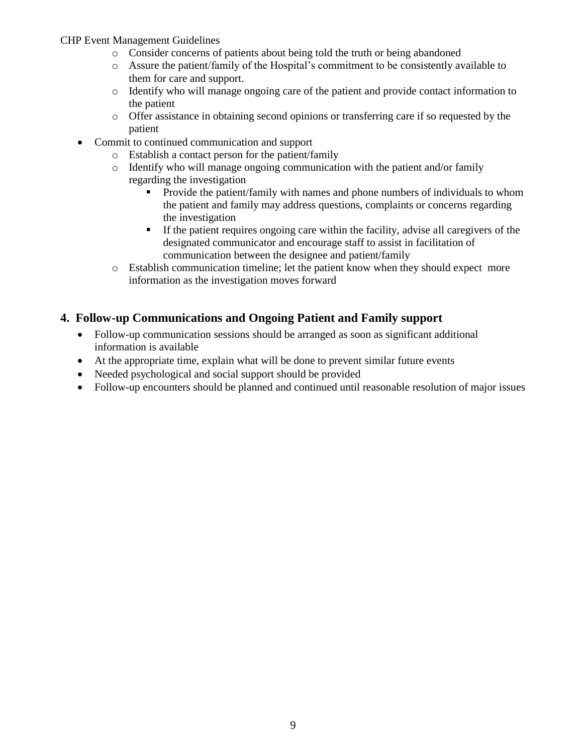- Consider concerns of patients about being told the truth or being abandoned
    - Assure the patient/family of the Hospital's commitment to be consistently available to them for care and support.
    - Identify who will manage ongoing care of the patient and provide contact information to the patient
    - Offer assistance in obtaining second opinions or transferring care if so requested by the patient
- Commit to continued communication and support
    - Establish a contact person for the patient/family
    - Identify who will manage ongoing communication with the patient and/or family regarding the investigation
        - Provide the patient/family with names and phone numbers of individuals to whom the patient and family may address questions, complaints or concerns regarding the investigation
        - If the patient requires ongoing care within the facility, advise all caregivers of the designated communicator and encourage staff to assist in facilitation of communication between the designee and patient/family
    - Establish communication timeline; let the patient know when they should expect more information as the investigation moves forward

## 4. Follow-up Communications and Ongoing Patient and Family support

- Follow-up communication sessions should be arranged as soon as significant additional information is available
- At the appropriate time, explain what will be done to prevent similar future events
- Needed psychological and social support should be provided
- Follow-up encounters should be planned and continued until reasonable resolution of major issues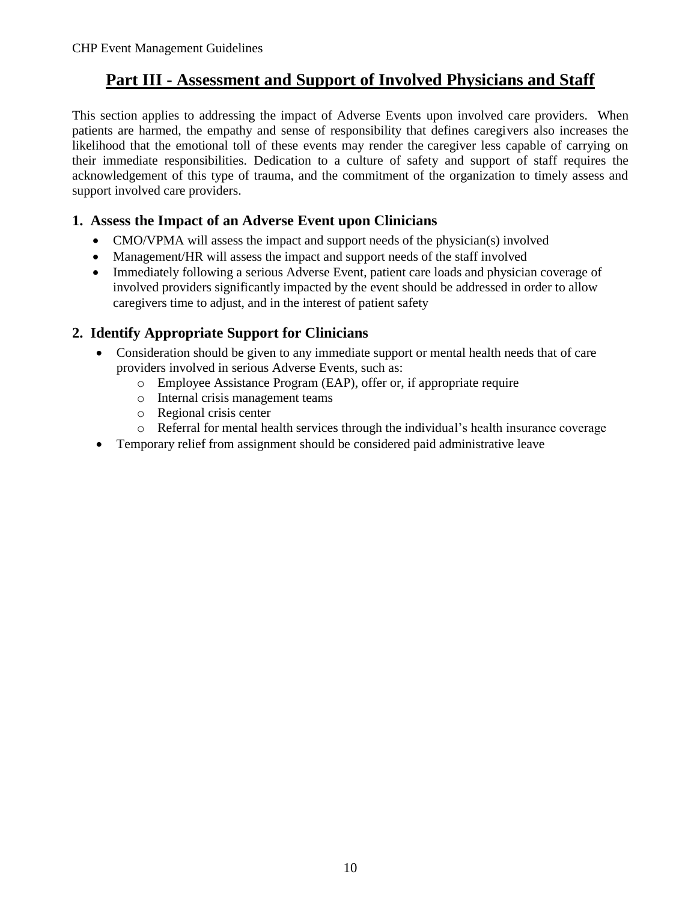## Part III - Assessment and Support of Involved Physicians and Staff

This section applies to addressing the impact of Adverse Events upon involved care providers. When patients are harmed, the empathy and sense of responsibility that defines caregivers also increases the likelihood that the emotional toll of these events may render the caregiver less capable of carrying on their immediate responsibilities. Dedication to a culture of safety and support of staff requires the acknowledgement of this type of trauma, and the commitment of the organization to timely assess and support involved care providers.

### 1. Assess the Impact of an Adverse Event upon Clinicians

- CMO/VPMA will assess the impact and support needs of the physician(s) involved
- Management/HR will assess the impact and support needs of the staff involved
- Immediately following a serious Adverse Event, patient care loads and physician coverage of involved providers significantly impacted by the event should be addressed in order to allow caregivers time to adjust, and in the interest of patient safety

### 2. Identify Appropriate Support for Clinicians

- Consideration should be given to any immediate support or mental health needs that of care providers involved in serious Adverse Events, such as:
  - Employee Assistance Program (EAP), offer or, if appropriate require
  - Internal crisis management teams
  - Regional crisis center
  - Referral for mental health services through the individual's health insurance coverage
- Temporary relief from assignment should be considered paid administrative leave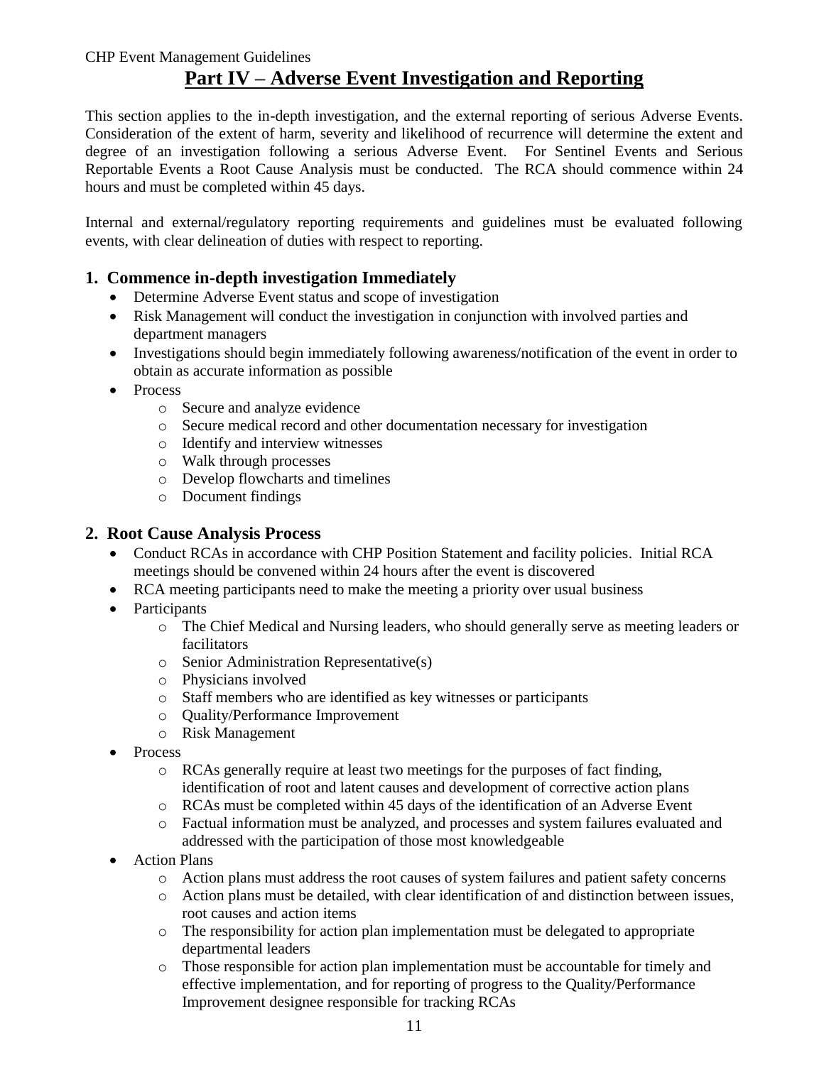# Part IV – Adverse Event Investigation and Reporting

This section applies to the in-depth investigation, and the external reporting of serious Adverse Events. Consideration of the extent of harm, severity and likelihood of recurrence will determine the extent and degree of an investigation following a serious Adverse Event. For Sentinel Events and Serious Reportable Events a Root Cause Analysis must be conducted. The RCA should commence within 24 hours and must be completed within 45 days.

Internal and external/regulatory reporting requirements and guidelines must be evaluated following events, with clear delineation of duties with respect to reporting.

## 1. Commence in-depth investigation Immediately

- Determine Adverse Event status and scope of investigation
- Risk Management will conduct the investigation in conjunction with involved parties and department managers
- Investigations should begin immediately following awareness/notification of the event in order to obtain as accurate information as possible
- Process
  - Secure and analyze evidence
  - Secure medical record and other documentation necessary for investigation
  - Identify and interview witnesses
  - Walk through processes
  - Develop flowcharts and timelines
  - Document findings

## 2. Root Cause Analysis Process

- Conduct RCAs in accordance with CHP Position Statement and facility policies. Initial RCA meetings should be convened within 24 hours after the event is discovered
- RCA meeting participants need to make the meeting a priority over usual business
- Participants
  - The Chief Medical and Nursing leaders, who should generally serve as meeting leaders or facilitators
  - Senior Administration Representative(s)
  - Physicians involved
  - Staff members who are identified as key witnesses or participants
  - Quality/Performance Improvement
  - Risk Management
- Process
  - RCAs generally require at least two meetings for the purposes of fact finding, identification of root and latent causes and development of corrective action plans
  - RCAs must be completed within 45 days of the identification of an Adverse Event
  - Factual information must be analyzed, and processes and system failures evaluated and addressed with the participation of those most knowledgeable
- Action Plans
  - Action plans must address the root causes of system failures and patient safety concerns
  - Action plans must be detailed, with clear identification of and distinction between issues, root causes and action items
  - The responsibility for action plan implementation must be delegated to appropriate departmental leaders
  - Those responsible for action plan implementation must be accountable for timely and effective implementation, and for reporting of progress to the Quality/Performance Improvement designee responsible for tracking RCAs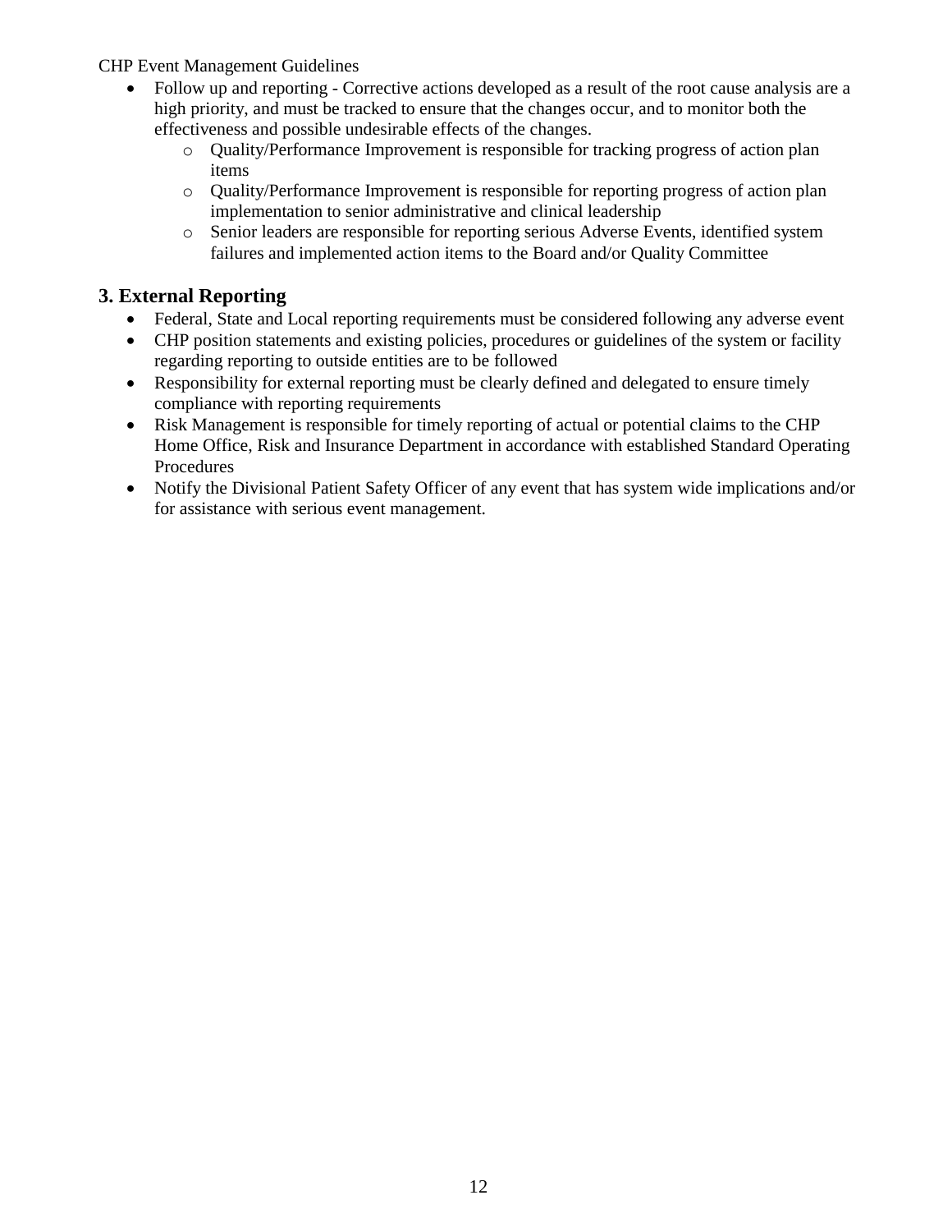- Follow up and reporting - Corrective actions developed as a result of the root cause analysis are a high priority, and must be tracked to ensure that the changes occur, and to monitor both the effectiveness and possible undesirable effects of the changes.
  - Quality/Performance Improvement is responsible for tracking progress of action plan items
  - Quality/Performance Improvement is responsible for reporting progress of action plan implementation to senior administrative and clinical leadership
  - Senior leaders are responsible for reporting serious Adverse Events, identified system failures and implemented action items to the Board and/or Quality Committee

## 3. External Reporting

- Federal, State and Local reporting requirements must be considered following any adverse event
- CHP position statements and existing policies, procedures or guidelines of the system or facility regarding reporting to outside entities are to be followed
- Responsibility for external reporting must be clearly defined and delegated to ensure timely compliance with reporting requirements
- Risk Management is responsible for timely reporting of actual or potential claims to the CHP Home Office, Risk and Insurance Department in accordance with established Standard Operating Procedures
- Notify the Divisional Patient Safety Officer of any event that has system wide implications and/or for assistance with serious event management.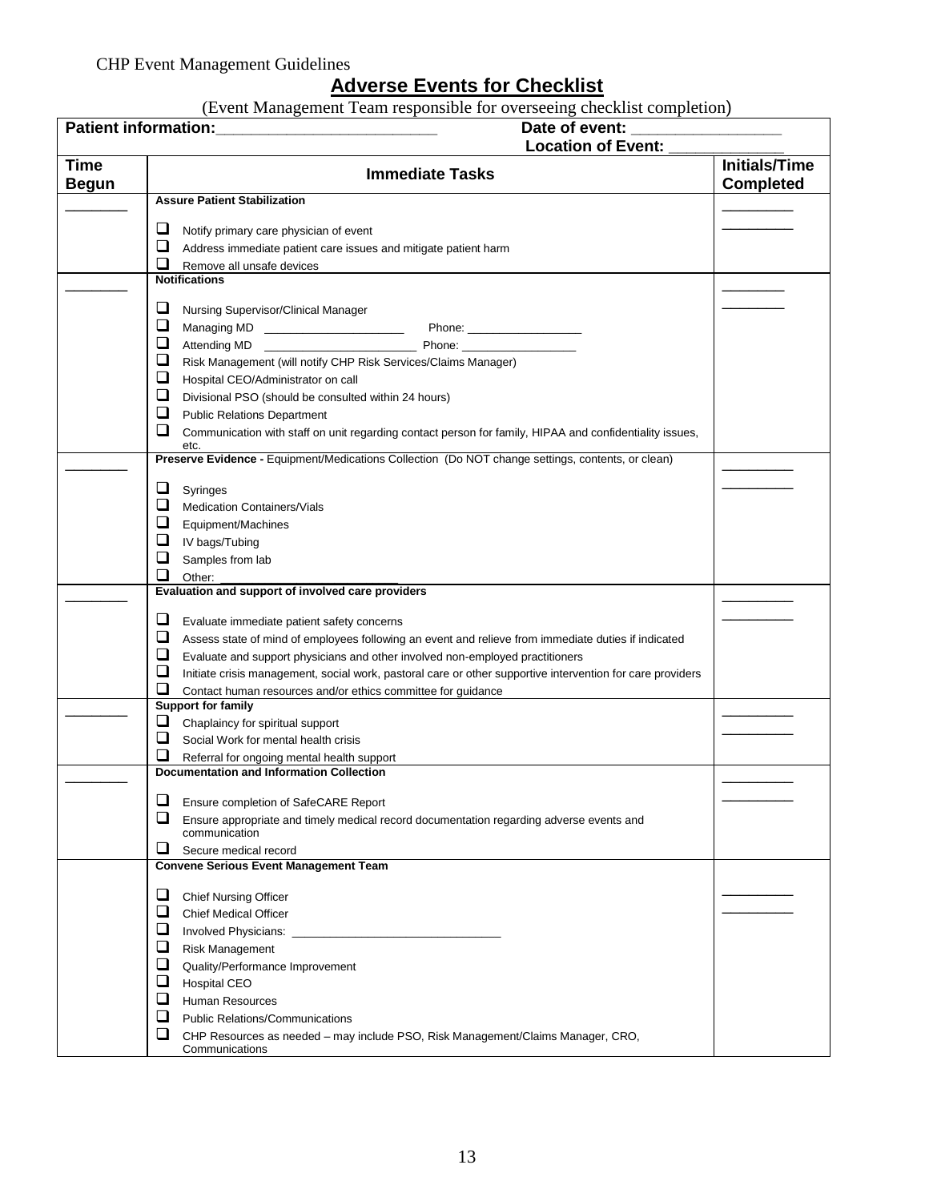CHP Event Management Guidelines

# Adverse Events for Checklist

(Event Management Team responsible for overseeing checklist completion)

| **Patient information:**___________________________ **Date of event:** _________________ **Location of Event:** _____________ | | |
|---|---|---|
| **Time Begun** | **Immediate Tasks** | **Initials/Time Completed** |
| ________ | **Assure Patient Stabilization**<br>❑ Notify primary care physician of event<br>❑ Address immediate patient care issues and mitigate patient harm<br>❑ Remove all unsafe devices | _________<br>_________ |
| ________ | **Notifications**<br>❑ Nursing Supervisor/Clinical Manager<br>❑ Managing MD ______________________ Phone: __________________<br>❑ Attending MD ________________________ Phone: _________________<br>❑ Risk Management (will notify CHP Risk Services/Claims Manager)<br>❑ Hospital CEO/Administrator on call<br>❑ Divisional PSO (should be consulted within 24 hours)<br>❑ Public Relations Department<br>❑ Communication with staff on unit regarding contact person for family, HIPAA and confidentiality issues, etc. | ________<br>________ |
| ________ | **Preserve Evidence -** Equipment/Medications Collection (Do NOT change settings, contents, or clean)<br>❑ Syringes<br>❑ Medication Containers/Vials<br>❑ Equipment/Machines<br>❑ IV bags/Tubing<br>❑ Samples from lab<br>❑ Other: ___________________________ | _________<br>_________ |
| ________ | **Evaluation and support of involved care providers**<br>❑ Evaluate immediate patient safety concerns<br>❑ Assess state of mind of employees following an event and relieve from immediate duties if indicated<br>❑ Evaluate and support physicians and other involved non-employed practitioners<br>❑ Initiate crisis management, social work, pastoral care or other supportive intervention for care providers<br>❑ Contact human resources and/or ethics committee for guidance | _________<br>_________ |
| ________ | **Support for family**<br>❑ Chaplaincy for spiritual support<br>❑ Social Work for mental health crisis<br>❑ Referral for ongoing mental health support | _________<br>_________ |
| ________ | **Documentation and Information Collection**<br>❑ Ensure completion of SafeCARE Report<br>❑ Ensure appropriate and timely medical record documentation regarding adverse events and communication<br>❑ Secure medical record | _________<br>_________ |
| | **Convene Serious Event Management Team**<br>❑ Chief Nursing Officer<br>❑ Chief Medical Officer<br>❑ Involved Physicians: ________________________________<br>❑ Risk Management<br>❑ Quality/Performance Improvement<br>❑ Hospital CEO<br>❑ Human Resources<br>❑ Public Relations/Communications<br>❑ CHP Resources as needed – may include PSO, Risk Management/Claims Manager, CRO, Communications | _________<br>_________ |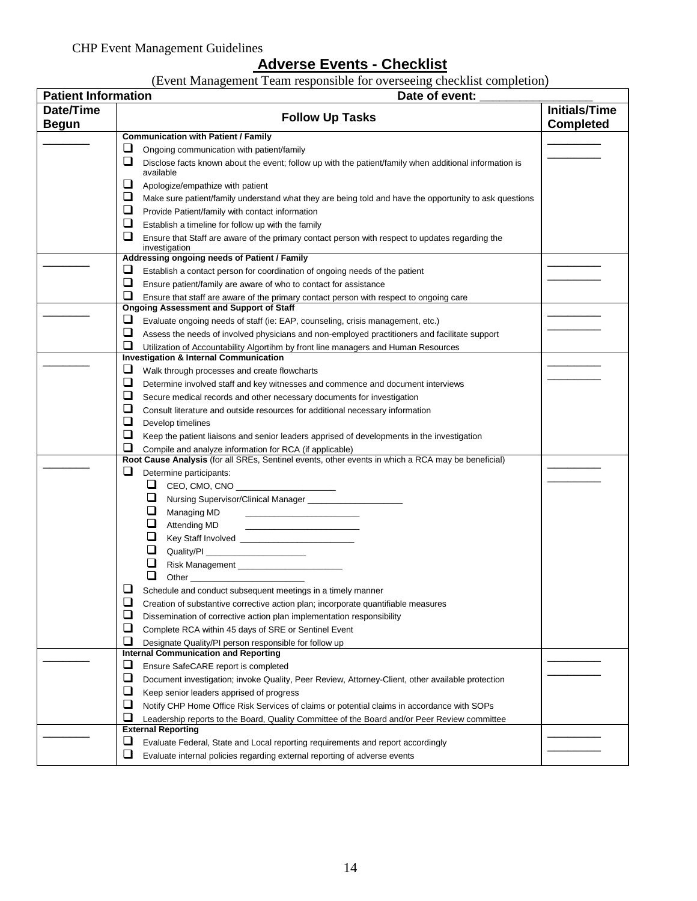CHP Event Management Guidelines

# Adverse Events - Checklist

(Event Management Team responsible for overseeing checklist completion)

| **Patient Information** | **Date of event:** _________________ | |
|---|---|---|
| **Date/Time Begun** | **Follow Up Tasks** | **Initials/Time Completed** |
| ________ | **Communication with Patient / Family**<br>❑ Ongoing communication with patient/family<br>❑ Disclose facts known about the event; follow up with the patient/family when additional information is available<br>❑ Apologize/empathize with patient<br>❑ Make sure patient/family understand what they are being told and have the opportunity to ask questions<br>❑ Provide Patient/family with contact information<br>❑ Establish a timeline for follow up with the family<br>❑ Ensure that Staff are aware of the primary contact person with respect to updates regarding the investigation | _________<br>_________ |
| ________ | **Addressing ongoing needs of Patient / Family**<br>❑ Establish a contact person for coordination of ongoing needs of the patient<br>❑ Ensure patient/family are aware of who to contact for assistance<br>❑ Ensure that staff are aware of the primary contact person with respect to ongoing care | _________<br>_________ |
| ________ | **Ongoing Assessment and Support of Staff**<br>❑ Evaluate ongoing needs of staff (ie: EAP, counseling, crisis management, etc.)<br>❑ Assess the needs of involved physicians and non-employed practitioners and facilitate support<br>❑ Utilization of Accountability Algortihm by front line managers and Human Resources | _________<br>_________ |
| ________ | **Investigation & Internal Communication**<br>❑ Walk through processes and create flowcharts<br>❑ Determine involved staff and key witnesses and commence and document interviews<br>❑ Secure medical records and other necessary documents for investigation<br>❑ Consult literature and outside resources for additional necessary information<br>❑ Develop timelines<br>❑ Keep the patient liaisons and senior leaders apprised of developments in the investigation<br>❑ Compile and analyze information for RCA (if applicable) | _________<br>_________ |
| ________ | **Root Cause Analysis** (for all SREs, Sentinel events, other events in which a RCA may be beneficial)<br>❑ Determine participants:<br>&nbsp;&nbsp;&nbsp;&nbsp;❑ CEO, CMO, CNO _____________________<br>&nbsp;&nbsp;&nbsp;&nbsp;❑ Nursing Supervisor/Clinical Manager ____________________<br>&nbsp;&nbsp;&nbsp;&nbsp;❑ Managing MD ________________________<br>&nbsp;&nbsp;&nbsp;&nbsp;❑ Attending MD ________________________<br>&nbsp;&nbsp;&nbsp;&nbsp;❑ Key Staff Involved ________________________<br>&nbsp;&nbsp;&nbsp;&nbsp;❑ Quality/PI _____________________<br>&nbsp;&nbsp;&nbsp;&nbsp;❑ Risk Management ______________________<br>&nbsp;&nbsp;&nbsp;&nbsp;❑ Other ________________________<br>❑ Schedule and conduct subsequent meetings in a timely manner<br>❑ Creation of substantive corrective action plan; incorporate quantifiable measures<br>❑ Dissemination of corrective action plan implementation responsibility<br>❑ Complete RCA within 45 days of SRE or Sentinel Event<br>❑ Designate Quality/PI person responsible for follow up | _________<br>_________ |
| ________ | **Internal Communication and Reporting**<br>❑ Ensure SafeCARE report is completed<br>❑ Document investigation; invoke Quality, Peer Review, Attorney-Client, other available protection<br>❑ Keep senior leaders apprised of progress<br>❑ Notify CHP Home Office Risk Services of claims or potential claims in accordance with SOPs<br>❑ Leadership reports to the Board, Quality Committee of the Board and/or Peer Review committee | _________<br>_________ |
| ________ | **External Reporting**<br>❑ Evaluate Federal, State and Local reporting requirements and report accordingly<br>❑ Evaluate internal policies regarding external reporting of adverse events | _________<br>_________ |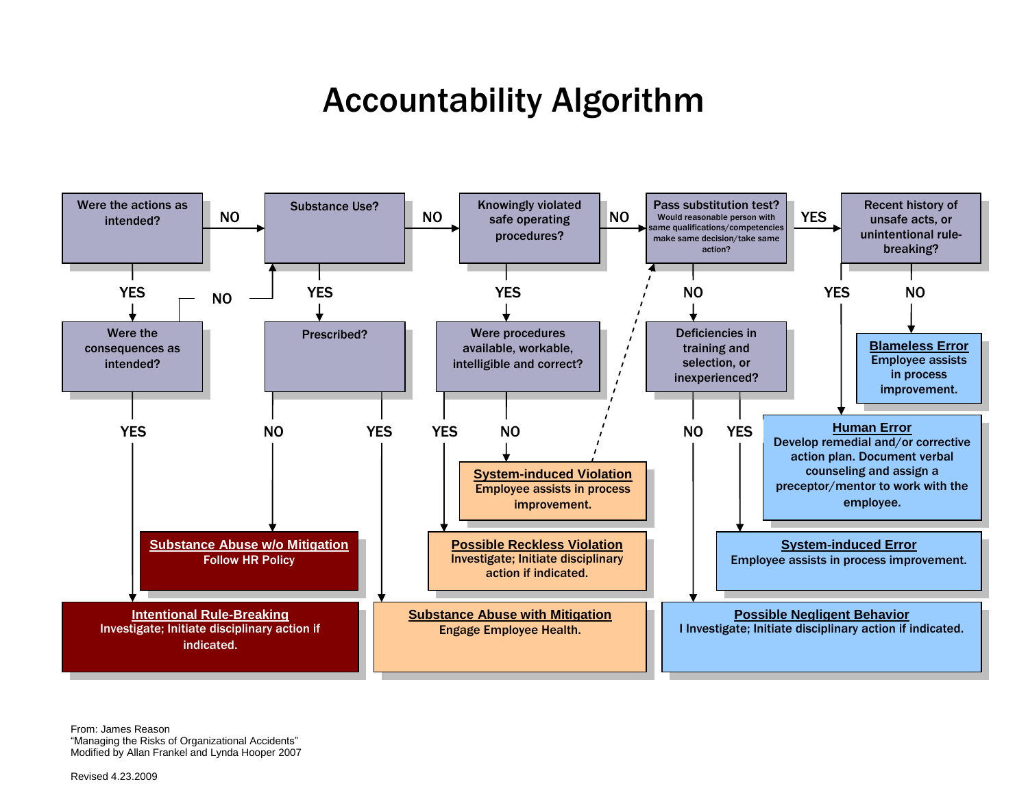# Accountability Algorithm

**Were the actions as intended?**
- YES → **Were the consequences as intended?**
  - YES → **Intentional Rule-Breaking** — Investigate; Initiate disciplinary action if indicated.
  - NO → Substance Use?
- NO → **Substance Use?**
  - YES → **Prescribed?**
    - NO → **Substance Abuse w/o Mitigation** — Follow HR Policy
    - YES → **Substance Abuse with Mitigation** — Engage Employee Health.
  - NO → **Knowingly violated safe operating procedures?**
    - YES → **Were procedures available, workable, intelligible and correct?**
      - YES → **Possible Reckless Violation** — Investigate; Initiate disciplinary action if indicated.
      - NO → **System-induced Violation** — Employee assists in process improvement. (→ Pass substitution test?)
    - NO → **Pass substitution test?** Would reasonable person with same qualifications/competencies make same decision/take same action?
      - NO → **Deficiencies in training and selection, or inexperienced?**
        - NO → **Possible Negligent Behavior** — I Investigate; Initiate disciplinary action if indicated.
        - YES → **System-induced Error** — Employee assists in process improvement.
      - YES → **Recent history of unsafe acts, or unintentional rule-breaking?**
        - YES → **Human Error** — Develop remedial and/or corrective action plan. Document verbal counseling and assign a preceptor/mentor to work with the employee.
        - NO → **Blameless Error** — Employee assists in process improvement.

From: James Reason
"Managing the Risks of Organizational Accidents"
Modified by Allan Frankel and Lynda Hooper 2007

Revised 4.23.2009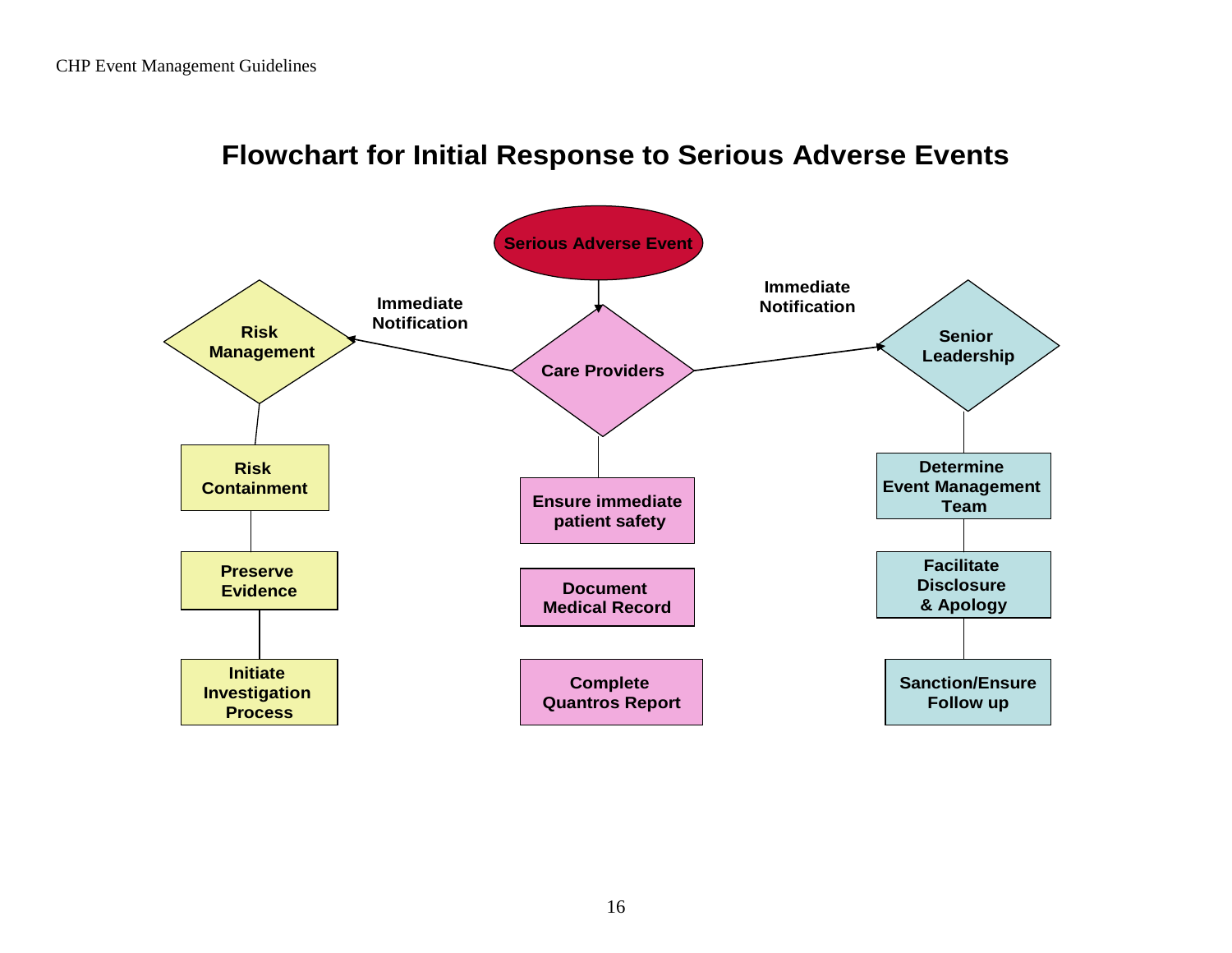# Flowchart for Initial Response to Serious Adverse Events

Serious Adverse Event

Care Providers

Immediate Notification → Risk Management

Immediate Notification → Senior Leadership

**Risk Management**
- Risk Containment
- Preserve Evidence
- Initiate Investigation Process

**Care Providers**
- Ensure immediate patient safety
- Document Medical Record
- Complete Quantros Report

**Senior Leadership**
- Determine Event Management Team
- Facilitate Disclosure & Apology
- Sanction/Ensure Follow up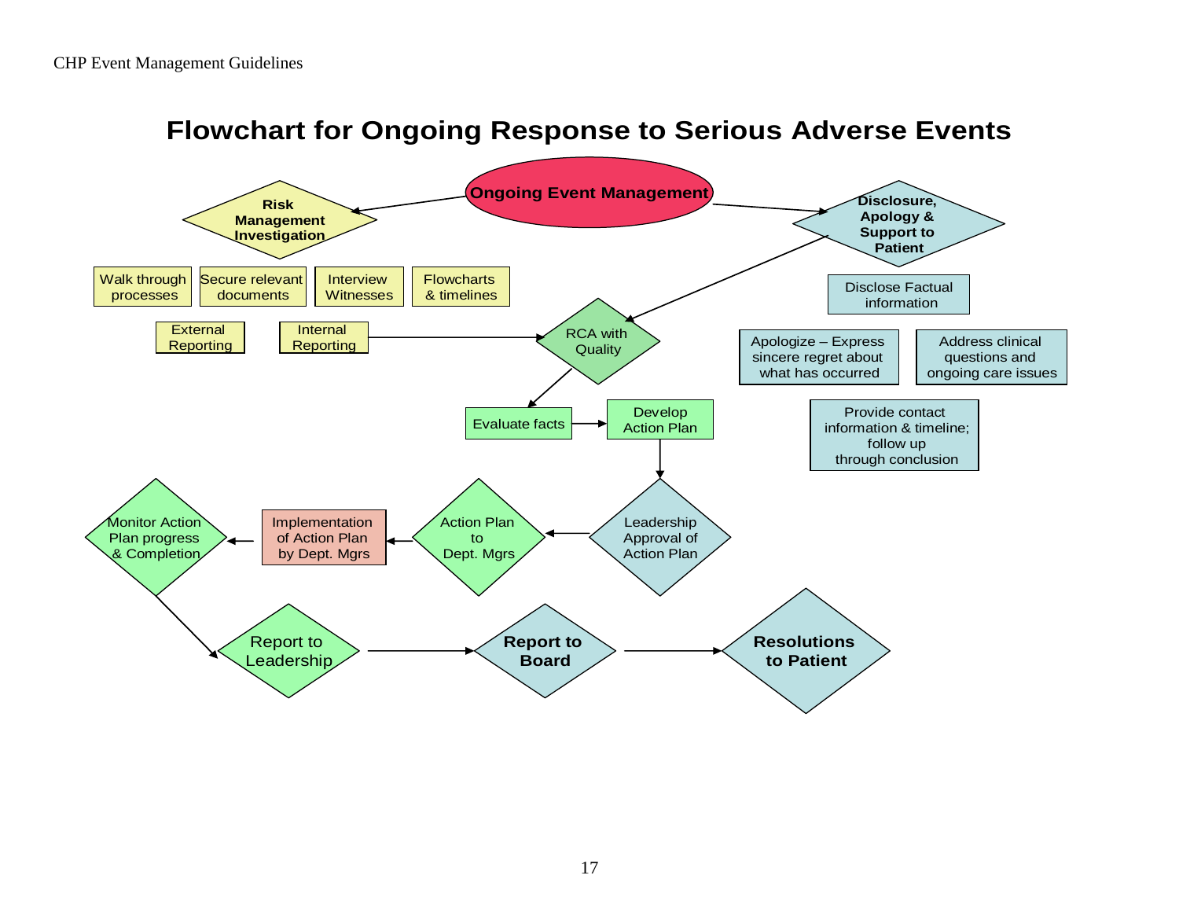# Flowchart for Ongoing Response to Serious Adverse Events

Ongoing Event Management

Risk Management Investigation

Walk through processes

Secure relevant documents

Interview Witnesses

Flowcharts & timelines

External Reporting

Internal Reporting

Disclosure, Apology & Support to Patient

Disclose Factual information

Apologize – Express sincere regret about what has occurred

Address clinical questions and ongoing care issues

Provide contact information & timeline; follow up through conclusion

RCA with Quality

Evaluate facts

Develop Action Plan

Leadership Approval of Action Plan

Action Plan to Dept. Mgrs

Implementation of Action Plan by Dept. Mgrs

Monitor Action Plan progress & Completion

Report to Leadership

Report to Board

Resolutions to Patient